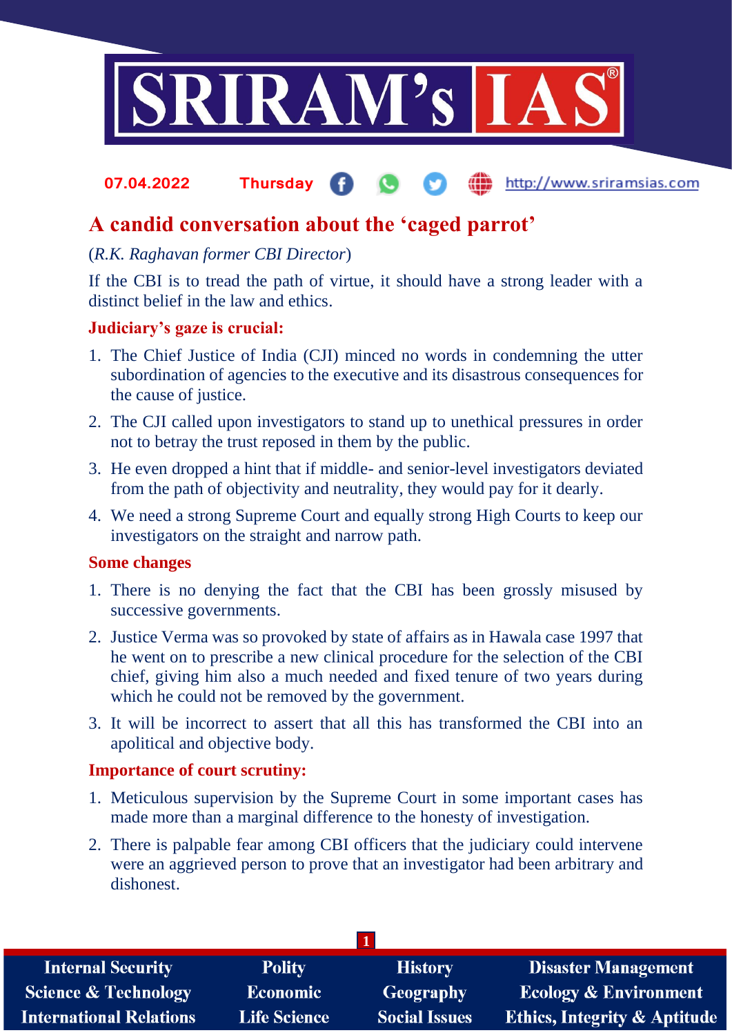07.04.2022 Thursday http://www.sriramsias.com

# A candid conversation about the 'caged parrot'

(*R.K. Raghavan former CBI Director*)

If the CBI is to tread the path of virtue, it should have a strong leader with a distinct belief in the law and ethics.

## Judiciary's gaze is crucial:

1. The Chief Justice of India (CJI) minced no words in condemning the utter subordination of agencies to the executive and its disastrous consequences for the cause of justice.
2. The CJI called upon investigators to stand up to unethical pressures in order not to betray the trust reposed in them by the public.
3. He even dropped a hint that if middle- and senior-level investigators deviated from the path of objectivity and neutrality, they would pay for it dearly.
4. We need a strong Supreme Court and equally strong High Courts to keep our investigators on the straight and narrow path.

## Some changes

1. There is no denying the fact that the CBI has been grossly misused by successive governments.
2. Justice Verma was so provoked by state of affairs as in Hawala case 1997 that he went on to prescribe a new clinical procedure for the selection of the CBI chief, giving him also a much needed and fixed tenure of two years during which he could not be removed by the government.
3. It will be incorrect to assert that all this has transformed the CBI into an apolitical and objective body.

## Importance of court scrutiny:

1. Meticulous supervision by the Supreme Court in some important cases has made more than a marginal difference to the honesty of investigation.
2. There is palpable fear among CBI officers that the judiciary could intervene were an aggrieved person to prove that an investigator had been arbitrary and dishonest.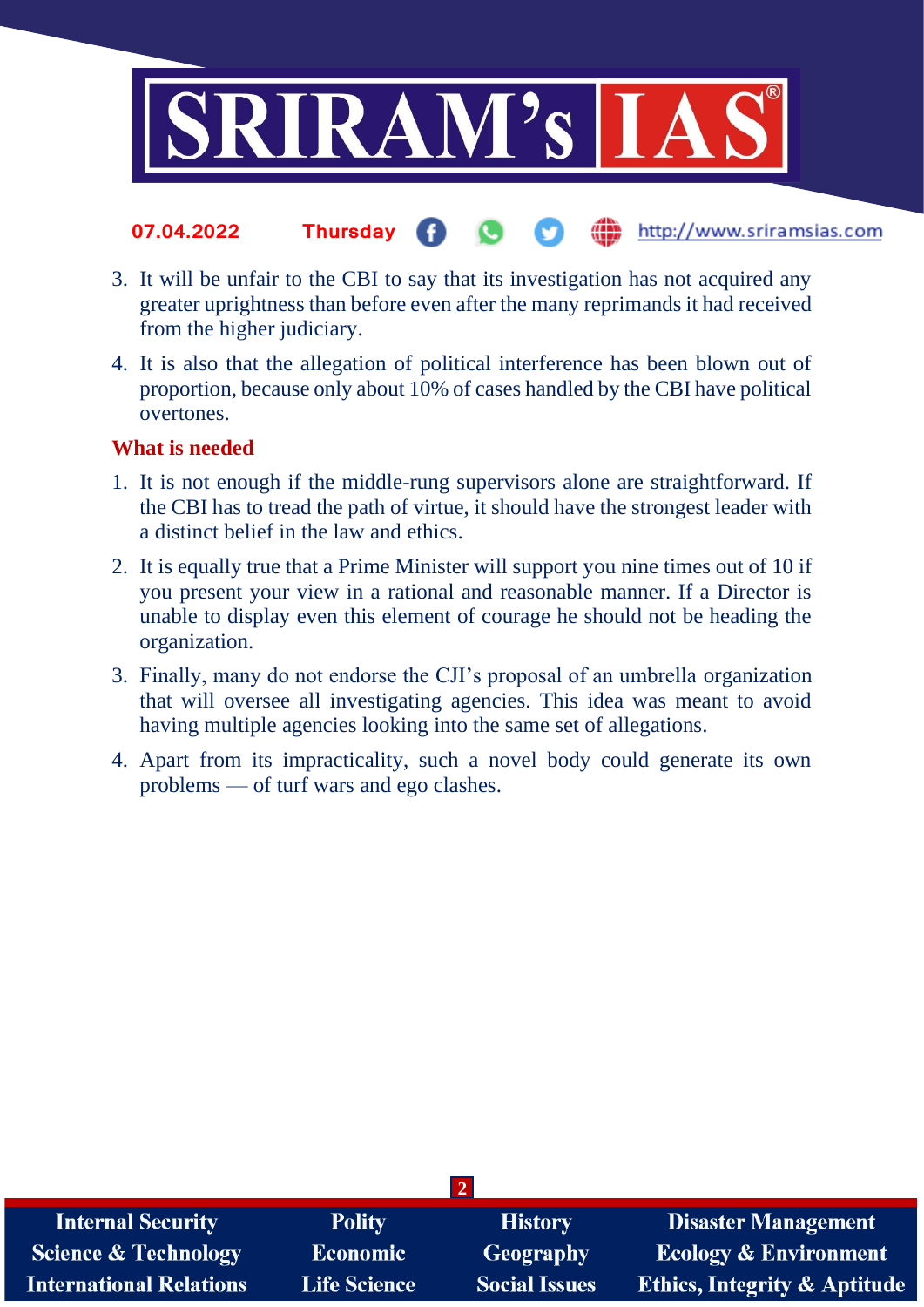3. It will be unfair to the CBI to say that its investigation has not acquired any greater uprightness than before even after the many reprimands it had received from the higher judiciary.
4. It is also that the allegation of political interference has been blown out of proportion, because only about 10% of cases handled by the CBI have political overtones.

**What is needed**

1. It is not enough if the middle-rung supervisors alone are straightforward. If the CBI has to tread the path of virtue, it should have the strongest leader with a distinct belief in the law and ethics.
2. It is equally true that a Prime Minister will support you nine times out of 10 if you present your view in a rational and reasonable manner. If a Director is unable to display even this element of courage he should not be heading the organization.
3. Finally, many do not endorse the CJI's proposal of an umbrella organization that will oversee all investigating agencies. This idea was meant to avoid having multiple agencies looking into the same set of allegations.
4. Apart from its impracticality, such a novel body could generate its own problems — of turf wars and ego clashes.